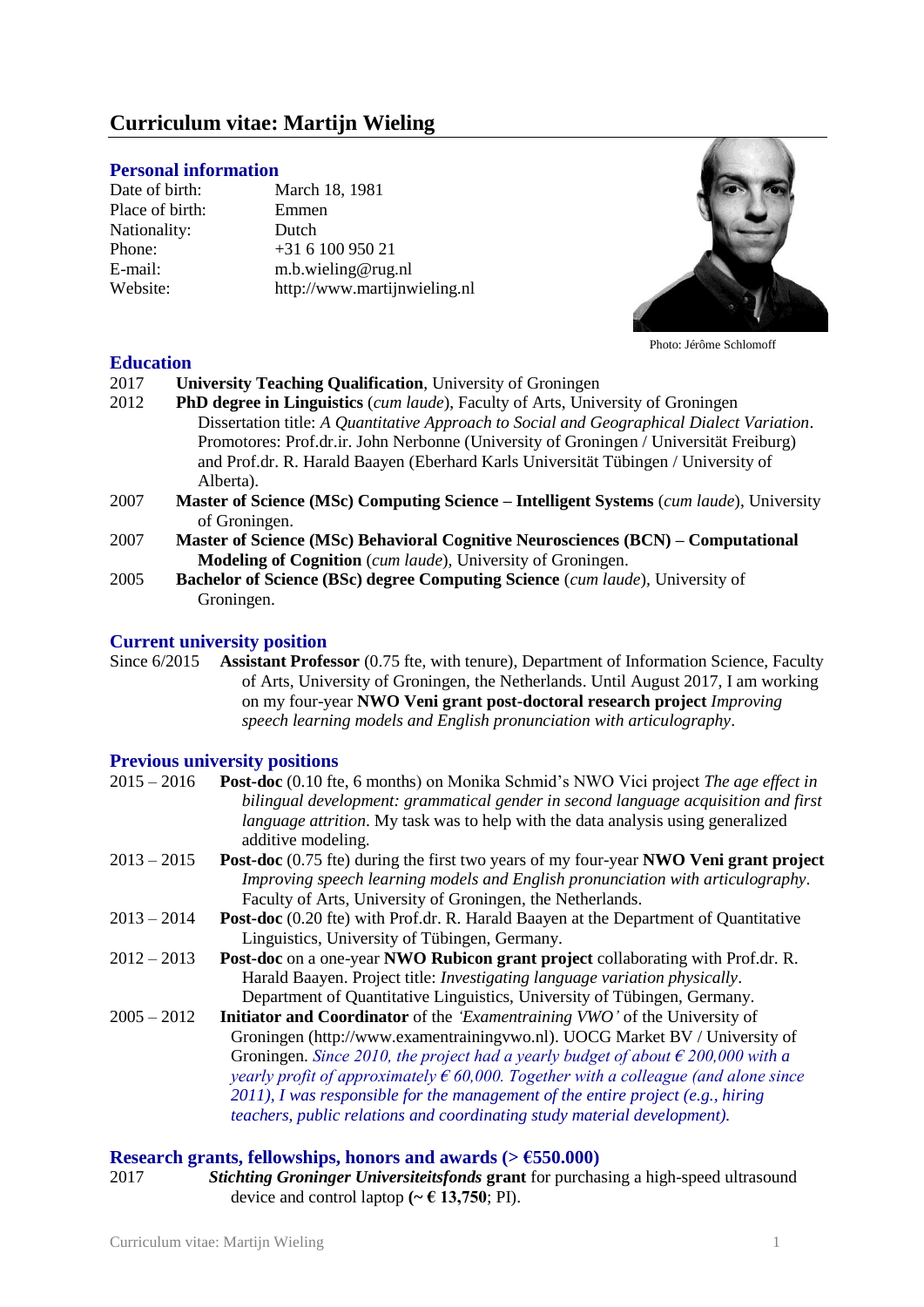# Curriculum vitae: Martijn Wieling

## Personal information

| | |
|---|---|
| Date of birth: | March 18, 1981 |
| Place of birth: | Emmen |
| Nationality: | Dutch |
| Phone: | +31 6 100 950 21 |
| E-mail: | m.b.wieling@rug.nl |
| Website: | http://www.martijnwieling.nl |

Photo: Jérôme Schlomoff

## Education

2017 **University Teaching Qualification**, University of Groningen

2012 **PhD degree in Linguistics** (*cum laude*), Faculty of Arts, University of Groningen
Dissertation title: *A Quantitative Approach to Social and Geographical Dialect Variation*.
Promotores: Prof.dr.ir. John Nerbonne (University of Groningen / Universität Freiburg) and Prof.dr. R. Harald Baayen (Eberhard Karls Universität Tübingen / University of Alberta).

2007 **Master of Science (MSc) Computing Science – Intelligent Systems** (*cum laude*), University of Groningen.

2007 **Master of Science (MSc) Behavioral Cognitive Neurosciences (BCN) – Computational Modeling of Cognition** (*cum laude*), University of Groningen.

2005 **Bachelor of Science (BSc) degree Computing Science** (*cum laude*), University of Groningen.

## Current university position

Since 6/2015 **Assistant Professor** (0.75 fte, with tenure), Department of Information Science, Faculty of Arts, University of Groningen, the Netherlands. Until August 2017, I am working on my four-year **NWO Veni grant post-doctoral research project** *Improving speech learning models and English pronunciation with articulography*.

## Previous university positions

2015 – 2016 **Post-doc** (0.10 fte, 6 months) on Monika Schmid's NWO Vici project *The age effect in bilingual development: grammatical gender in second language acquisition and first language attrition*. My task was to help with the data analysis using generalized additive modeling.

2013 – 2015 **Post-doc** (0.75 fte) during the first two years of my four-year **NWO Veni grant project** *Improving speech learning models and English pronunciation with articulography*. Faculty of Arts, University of Groningen, the Netherlands.

2013 – 2014 **Post-doc** (0.20 fte) with Prof.dr. R. Harald Baayen at the Department of Quantitative Linguistics, University of Tübingen, Germany.

2012 – 2013 **Post-doc** on a one-year **NWO Rubicon grant project** collaborating with Prof.dr. R. Harald Baayen. Project title: *Investigating language variation physically*. Department of Quantitative Linguistics, University of Tübingen, Germany.

2005 – 2012 **Initiator and Coordinator** of the *'Examentraining VWO'* of the University of Groningen (http://www.examentrainingvwo.nl). UOCG Market BV / University of Groningen. *Since 2010, the project had a yearly budget of about € 200,000 with a yearly profit of approximately € 60,000. Together with a colleague (and alone since 2011), I was responsible for the management of the entire project (e.g., hiring teachers, public relations and coordinating study material development).*

## Research grants, fellowships, honors and awards (> €550.000)

2017 ***Stichting Groninger Universiteitsfonds* grant** for purchasing a high-speed ultrasound device and control laptop **(~ € 13,750**; PI).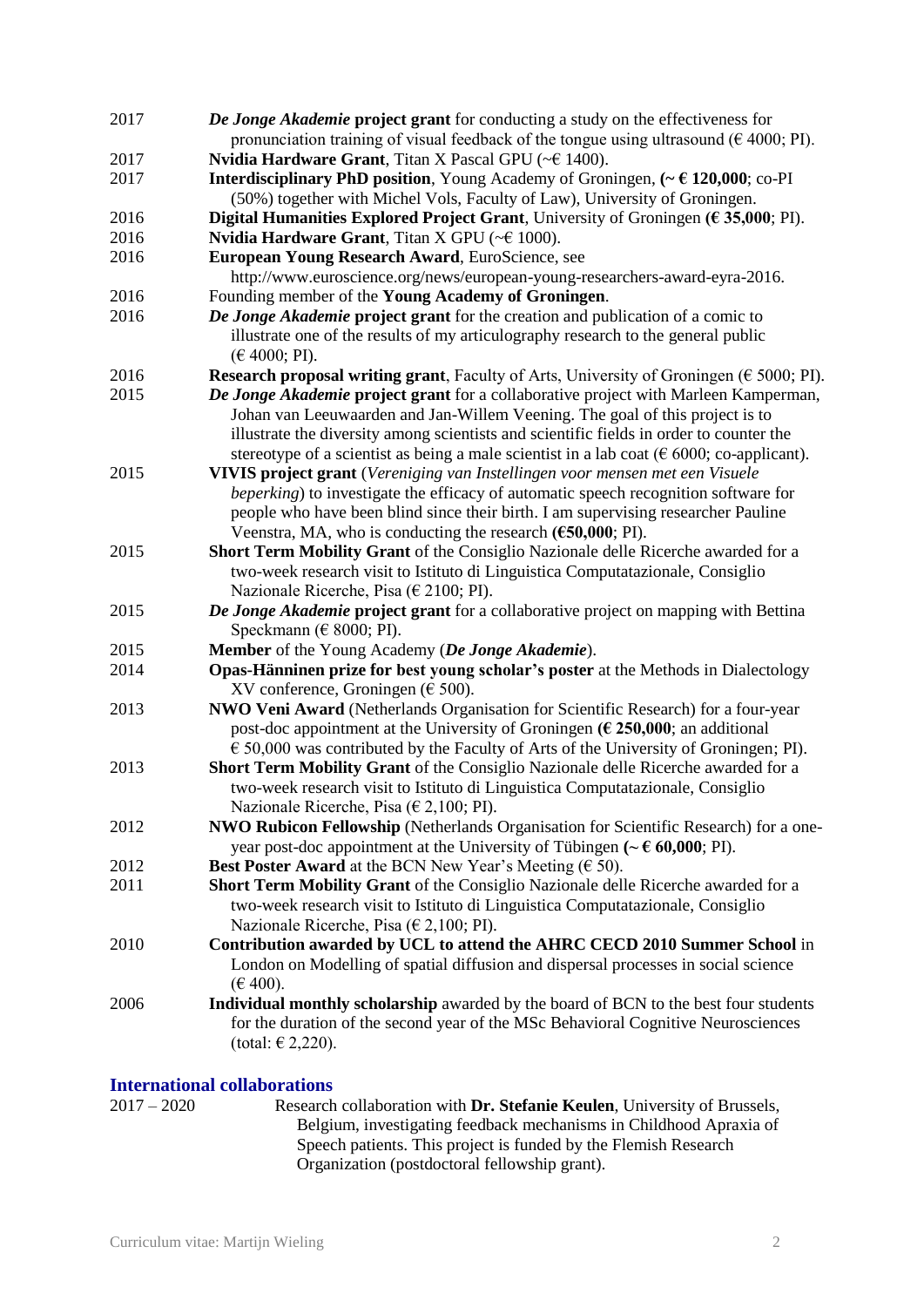2017 — ***De Jonge Akademie* project grant** for conducting a study on the effectiveness for pronunciation training of visual feedback of the tongue using ultrasound (€ 4000; PI).

2017 — **Nvidia Hardware Grant**, Titan X Pascal GPU (~€ 1400).

2017 — **Interdisciplinary PhD position**, Young Academy of Groningen, **(~ € 120,000**; co-PI (50%) together with Michel Vols, Faculty of Law), University of Groningen.

2016 — **Digital Humanities Explored Project Grant**, University of Groningen **(€ 35,000**; PI).

2016 — **Nvidia Hardware Grant**, Titan X GPU (~€ 1000).

2016 — **European Young Research Award**, EuroScience, see http://www.euroscience.org/news/european-young-researchers-award-eyra-2016.

2016 — Founding member of the **Young Academy of Groningen**.

2016 — ***De Jonge Akademie* project grant** for the creation and publication of a comic to illustrate one of the results of my articulography research to the general public (€ 4000; PI).

2016 — **Research proposal writing grant**, Faculty of Arts, University of Groningen (€ 5000; PI).

2015 — ***De Jonge Akademie* project grant** for a collaborative project with Marleen Kamperman, Johan van Leeuwaarden and Jan-Willem Veening. The goal of this project is to illustrate the diversity among scientists and scientific fields in order to counter the stereotype of a scientist as being a male scientist in a lab coat (€ 6000; co-applicant).

2015 — **VIVIS project grant** (*Vereniging van Instellingen voor mensen met een Visuele beperking*) to investigate the efficacy of automatic speech recognition software for people who have been blind since their birth. I am supervising researcher Pauline Veenstra, MA, who is conducting the research **(€50,000**; PI).

2015 — **Short Term Mobility Grant** of the Consiglio Nazionale delle Ricerche awarded for a two-week research visit to Istituto di Linguistica Computatazionale, Consiglio Nazionale Ricerche, Pisa (€ 2100; PI).

2015 — ***De Jonge Akademie* project grant** for a collaborative project on mapping with Bettina Speckmann (€ 8000; PI).

2015 — **Member** of the Young Academy (***De Jonge Akademie***).

2014 — **Opas-Hänninen prize for best young scholar's poster** at the Methods in Dialectology XV conference, Groningen (€ 500).

2013 — **NWO Veni Award** (Netherlands Organisation for Scientific Research) for a four-year post-doc appointment at the University of Groningen **(€ 250,000**; an additional € 50,000 was contributed by the Faculty of Arts of the University of Groningen; PI).

2013 — **Short Term Mobility Grant** of the Consiglio Nazionale delle Ricerche awarded for a two-week research visit to Istituto di Linguistica Computatazionale, Consiglio Nazionale Ricerche, Pisa (€ 2,100; PI).

2012 — **NWO Rubicon Fellowship** (Netherlands Organisation for Scientific Research) for a one-year post-doc appointment at the University of Tübingen **(~ € 60,000**; PI).

2012 — **Best Poster Award** at the BCN New Year's Meeting (€ 50).

2011 — **Short Term Mobility Grant** of the Consiglio Nazionale delle Ricerche awarded for a two-week research visit to Istituto di Linguistica Computatazionale, Consiglio Nazionale Ricerche, Pisa (€ 2,100; PI).

2010 — **Contribution awarded by UCL to attend the AHRC CECD 2010 Summer School** in London on Modelling of spatial diffusion and dispersal processes in social science (€ 400).

2006 — **Individual monthly scholarship** awarded by the board of BCN to the best four students for the duration of the second year of the MSc Behavioral Cognitive Neurosciences (total: € 2,220).

## International collaborations

2017 – 2020 — Research collaboration with **Dr. Stefanie Keulen**, University of Brussels, Belgium, investigating feedback mechanisms in Childhood Apraxia of Speech patients. This project is funded by the Flemish Research Organization (postdoctoral fellowship grant).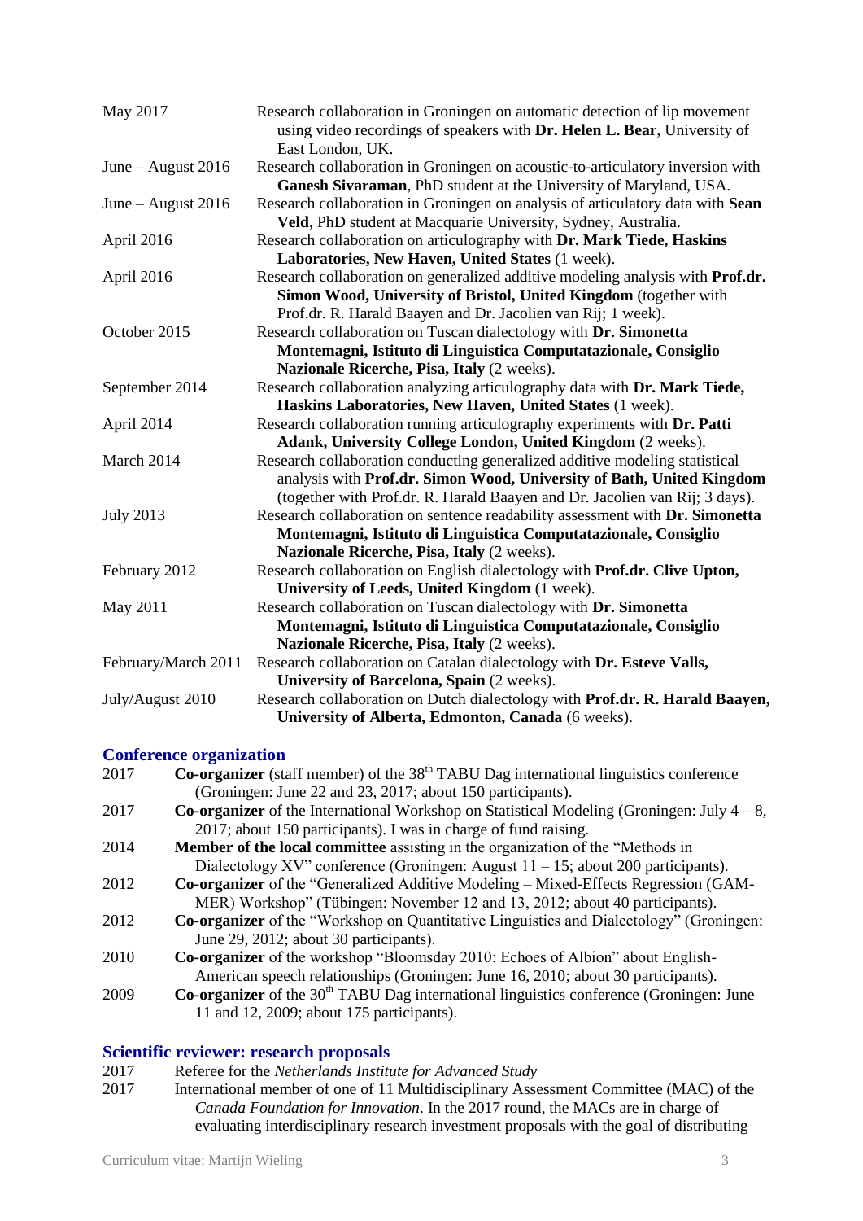| | |
|---|---|
| May 2017 | Research collaboration in Groningen on automatic detection of lip movement using video recordings of speakers with **Dr. Helen L. Bear**, University of East London, UK. |
| June – August 2016 | Research collaboration in Groningen on acoustic-to-articulatory inversion with **Ganesh Sivaraman**, PhD student at the University of Maryland, USA. |
| June – August 2016 | Research collaboration in Groningen on analysis of articulatory data with **Sean Veld**, PhD student at Macquarie University, Sydney, Australia. |
| April 2016 | Research collaboration on articulography with **Dr. Mark Tiede, Haskins Laboratories, New Haven, United States** (1 week). |
| April 2016 | Research collaboration on generalized additive modeling analysis with **Prof.dr. Simon Wood, University of Bristol, United Kingdom** (together with Prof.dr. R. Harald Baayen and Dr. Jacolien van Rij; 1 week). |
| October 2015 | Research collaboration on Tuscan dialectology with **Dr. Simonetta Montemagni, Istituto di Linguistica Computatazionale, Consiglio Nazionale Ricerche, Pisa, Italy** (2 weeks). |
| September 2014 | Research collaboration analyzing articulography data with **Dr. Mark Tiede, Haskins Laboratories, New Haven, United States** (1 week). |
| April 2014 | Research collaboration running articulography experiments with **Dr. Patti Adank, University College London, United Kingdom** (2 weeks). |
| March 2014 | Research collaboration conducting generalized additive modeling statistical analysis with **Prof.dr. Simon Wood, University of Bath, United Kingdom** (together with Prof.dr. R. Harald Baayen and Dr. Jacolien van Rij; 3 days). |
| July 2013 | Research collaboration on sentence readability assessment with **Dr. Simonetta Montemagni, Istituto di Linguistica Computatazionale, Consiglio Nazionale Ricerche, Pisa, Italy** (2 weeks). |
| February 2012 | Research collaboration on English dialectology with **Prof.dr. Clive Upton, University of Leeds, United Kingdom** (1 week). |
| May 2011 | Research collaboration on Tuscan dialectology with **Dr. Simonetta Montemagni, Istituto di Linguistica Computatazionale, Consiglio Nazionale Ricerche, Pisa, Italy** (2 weeks). |
| February/March 2011 | Research collaboration on Catalan dialectology with **Dr. Esteve Valls, University of Barcelona, Spain** (2 weeks). |
| July/August 2010 | Research collaboration on Dutch dialectology with **Prof.dr. R. Harald Baayen, University of Alberta, Edmonton, Canada** (6 weeks). |

## Conference organization

| | |
|---|---|
| 2017 | **Co-organizer** (staff member) of the 38th TABU Dag international linguistics conference (Groningen: June 22 and 23, 2017; about 150 participants). |
| 2017 | **Co-organizer** of the International Workshop on Statistical Modeling (Groningen: July 4 – 8, 2017; about 150 participants). I was in charge of fund raising. |
| 2014 | **Member of the local committee** assisting in the organization of the "Methods in Dialectology XV" conference (Groningen: August 11 – 15; about 200 participants). |
| 2012 | **Co-organizer** of the "Generalized Additive Modeling – Mixed-Effects Regression (GAM-MER) Workshop" (Tübingen: November 12 and 13, 2012; about 40 participants). |
| 2012 | **Co-organizer** of the "Workshop on Quantitative Linguistics and Dialectology" (Groningen: June 29, 2012; about 30 participants). |
| 2010 | **Co-organizer** of the workshop "Bloomsday 2010: Echoes of Albion" about English-American speech relationships (Groningen: June 16, 2010; about 30 participants). |
| 2009 | **Co-organizer** of the 30th TABU Dag international linguistics conference (Groningen: June 11 and 12, 2009; about 175 participants). |

## Scientific reviewer: research proposals

| | |
|---|---|
| 2017 | Referee for the *Netherlands Institute for Advanced Study* |
| 2017 | International member of one of 11 Multidisciplinary Assessment Committee (MAC) of the *Canada Foundation for Innovation*. In the 2017 round, the MACs are in charge of evaluating interdisciplinary research investment proposals with the goal of distributing |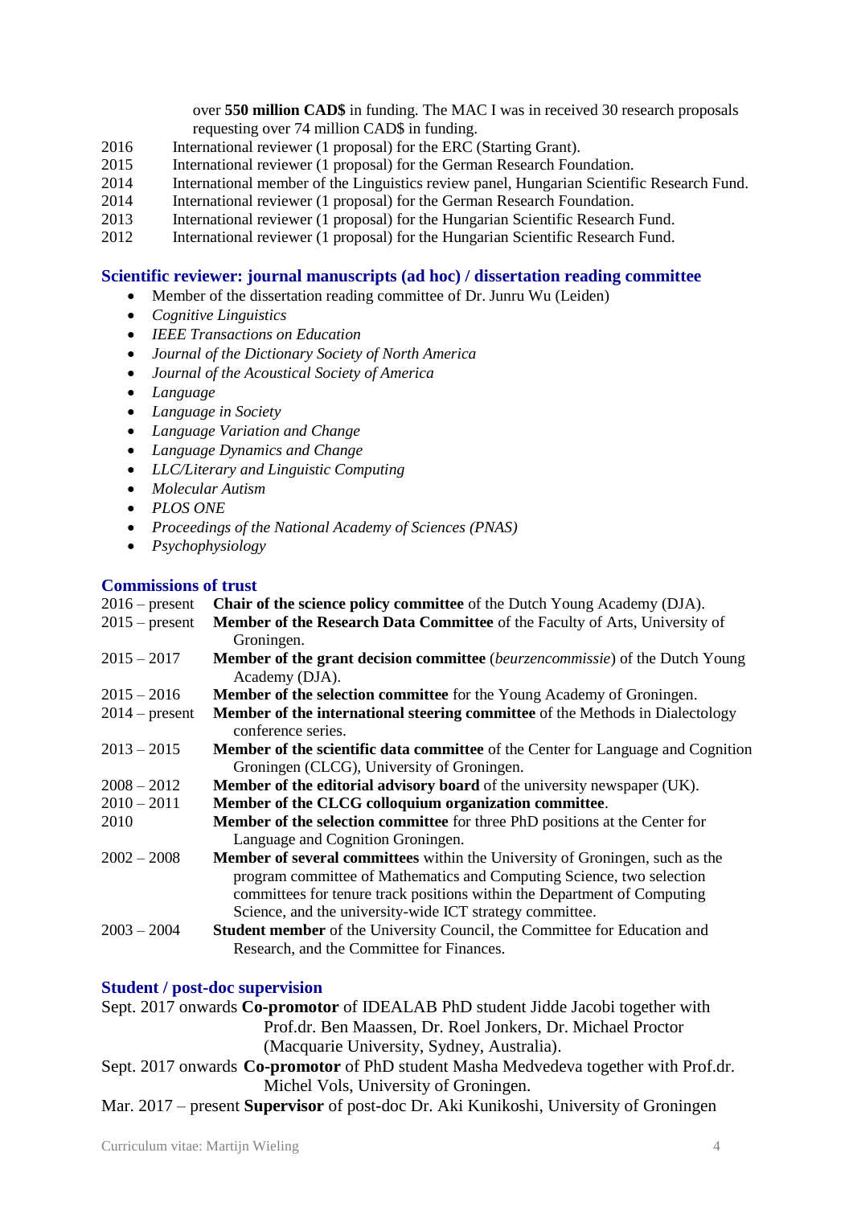over **550 million CAD$** in funding. The MAC I was in received 30 research proposals requesting over 74 million CAD$ in funding.

2016 International reviewer (1 proposal) for the ERC (Starting Grant).
2015 International reviewer (1 proposal) for the German Research Foundation.
2014 International member of the Linguistics review panel, Hungarian Scientific Research Fund.
2014 International reviewer (1 proposal) for the German Research Foundation.
2013 International reviewer (1 proposal) for the Hungarian Scientific Research Fund.
2012 International reviewer (1 proposal) for the Hungarian Scientific Research Fund.

## Scientific reviewer: journal manuscripts (ad hoc) / dissertation reading committee

- Member of the dissertation reading committee of Dr. Junru Wu (Leiden)
- *Cognitive Linguistics*
- *IEEE Transactions on Education*
- *Journal of the Dictionary Society of North America*
- *Journal of the Acoustical Society of America*
- *Language*
- *Language in Society*
- *Language Variation and Change*
- *Language Dynamics and Change*
- *LLC/Literary and Linguistic Computing*
- *Molecular Autism*
- *PLOS ONE*
- *Proceedings of the National Academy of Sciences (PNAS)*
- *Psychophysiology*

## Commissions of trust

2016 – present **Chair of the science policy committee** of the Dutch Young Academy (DJA).
2015 – present **Member of the Research Data Committee** of the Faculty of Arts, University of Groningen.
2015 – 2017 **Member of the grant decision committee** (*beurzencommissie*) of the Dutch Young Academy (DJA).
2015 – 2016 **Member of the selection committee** for the Young Academy of Groningen.
2014 – present **Member of the international steering committee** of the Methods in Dialectology conference series.
2013 – 2015 **Member of the scientific data committee** of the Center for Language and Cognition Groningen (CLCG), University of Groningen.
2008 – 2012 **Member of the editorial advisory board** of the university newspaper (UK).
2010 – 2011 **Member of the CLCG colloquium organization committee**.
2010 **Member of the selection committee** for three PhD positions at the Center for Language and Cognition Groningen.
2002 – 2008 **Member of several committees** within the University of Groningen, such as the program committee of Mathematics and Computing Science, two selection committees for tenure track positions within the Department of Computing Science, and the university-wide ICT strategy committee.
2003 – 2004 **Student member** of the University Council, the Committee for Education and Research, and the Committee for Finances.

## Student / post-doc supervision

Sept. 2017 onwards **Co-promotor** of IDEALAB PhD student Jidde Jacobi together with Prof.dr. Ben Maassen, Dr. Roel Jonkers, Dr. Michael Proctor (Macquarie University, Sydney, Australia).
Sept. 2017 onwards **Co-promotor** of PhD student Masha Medvedeva together with Prof.dr. Michel Vols, University of Groningen.
Mar. 2017 – present **Supervisor** of post-doc Dr. Aki Kunikoshi, University of Groningen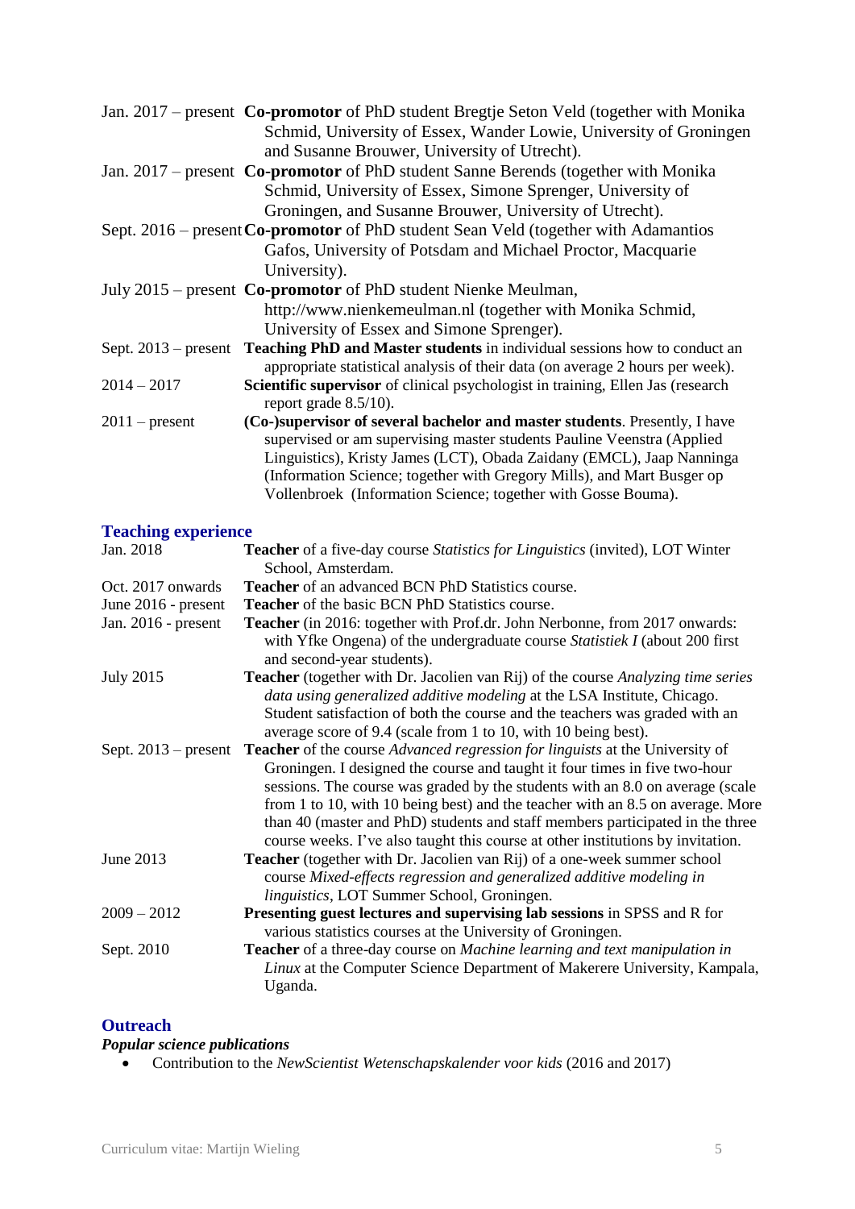| | |
|---|---|
| Jan. 2017 – present | **Co-promotor** of PhD student Bregtje Seton Veld (together with Monika Schmid, University of Essex, Wander Lowie, University of Groningen and Susanne Brouwer, University of Utrecht). |
| Jan. 2017 – present | **Co-promotor** of PhD student Sanne Berends (together with Monika Schmid, University of Essex, Simone Sprenger, University of Groningen, and Susanne Brouwer, University of Utrecht). |
| Sept. 2016 – present | **Co-promotor** of PhD student Sean Veld (together with Adamantios Gafos, University of Potsdam and Michael Proctor, Macquarie University). |
| July 2015 – present | **Co-promotor** of PhD student Nienke Meulman, http://www.nienkemeulman.nl (together with Monika Schmid, University of Essex and Simone Sprenger). |
| Sept. 2013 – present | **Teaching PhD and Master students** in individual sessions how to conduct an appropriate statistical analysis of their data (on average 2 hours per week). |
| 2014 – 2017 | **Scientific supervisor** of clinical psychologist in training, Ellen Jas (research report grade 8.5/10). |
| 2011 – present | **(Co-)supervisor of several bachelor and master students**. Presently, I have supervised or am supervising master students Pauline Veenstra (Applied Linguistics), Kristy James (LCT), Obada Zaidany (EMCL), Jaap Nanninga (Information Science; together with Gregory Mills), and Mart Busger op Vollenbroek (Information Science; together with Gosse Bouma). |

## Teaching experience

| | |
|---|---|
| Jan. 2018 | **Teacher** of a five-day course *Statistics for Linguistics* (invited), LOT Winter School, Amsterdam. |
| Oct. 2017 onwards | **Teacher** of an advanced BCN PhD Statistics course. |
| June 2016 - present | **Teacher** of the basic BCN PhD Statistics course. |
| Jan. 2016 - present | **Teacher** (in 2016: together with Prof.dr. John Nerbonne, from 2017 onwards: with Yfke Ongena) of the undergraduate course *Statistiek I* (about 200 first and second-year students). |
| July 2015 | **Teacher** (together with Dr. Jacolien van Rij) of the course *Analyzing time series data using generalized additive modeling* at the LSA Institute, Chicago. Student satisfaction of both the course and the teachers was graded with an average score of 9.4 (scale from 1 to 10, with 10 being best). |
| Sept. 2013 – present | **Teacher** of the course *Advanced regression for linguists* at the University of Groningen. I designed the course and taught it four times in five two-hour sessions. The course was graded by the students with an 8.0 on average (scale from 1 to 10, with 10 being best) and the teacher with an 8.5 on average. More than 40 (master and PhD) students and staff members participated in the three course weeks. I've also taught this course at other institutions by invitation. |
| June 2013 | **Teacher** (together with Dr. Jacolien van Rij) of a one-week summer school course *Mixed-effects regression and generalized additive modeling in linguistics*, LOT Summer School, Groningen. |
| 2009 – 2012 | **Presenting guest lectures and supervising lab sessions** in SPSS and R for various statistics courses at the University of Groningen. |
| Sept. 2010 | **Teacher** of a three-day course on *Machine learning and text manipulation in Linux* at the Computer Science Department of Makerere University, Kampala, Uganda. |

## Outreach

***Popular science publications***

- Contribution to the *NewScientist Wetenschapskalender voor kids* (2016 and 2017)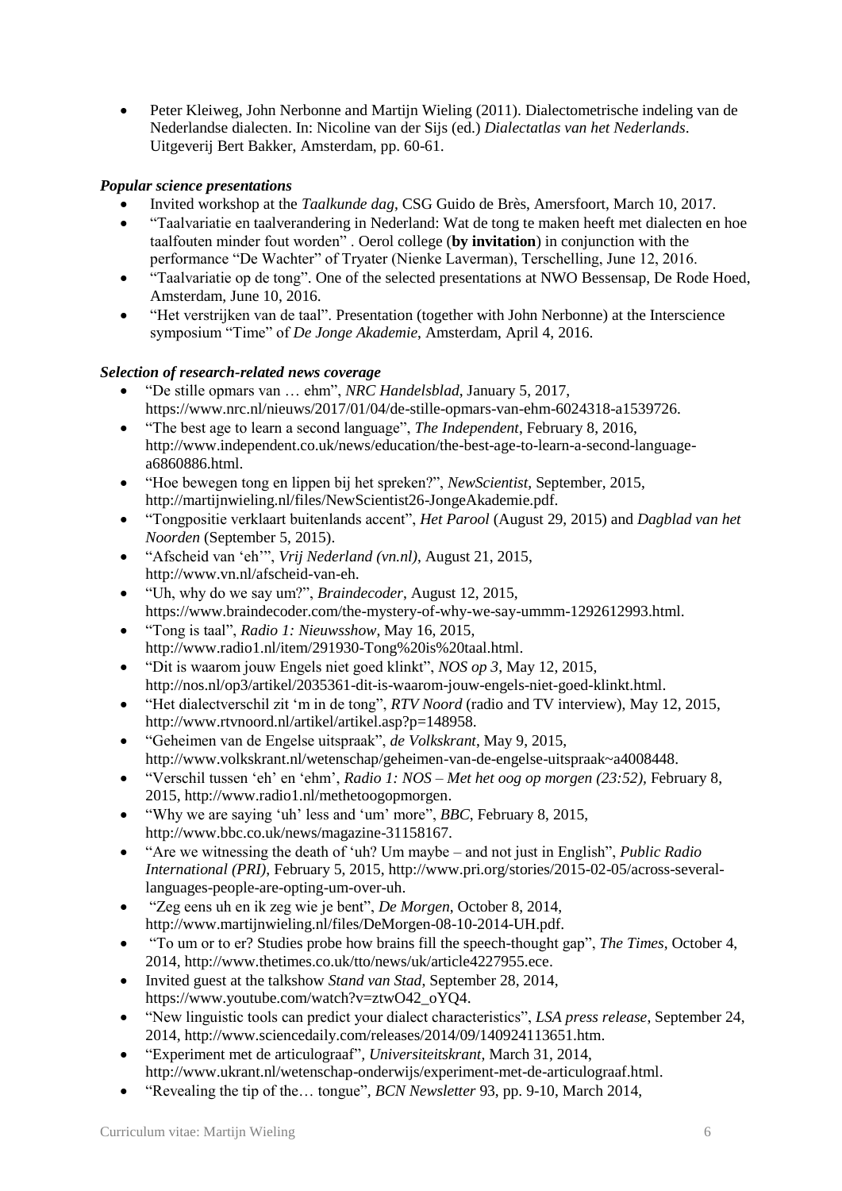- Peter Kleiweg, John Nerbonne and Martijn Wieling (2011). Dialectometrische indeling van de Nederlandse dialecten. In: Nicoline van der Sijs (ed.) *Dialectatlas van het Nederlands*. Uitgeverij Bert Bakker, Amsterdam, pp. 60-61.

### *Popular science presentations*

- Invited workshop at the *Taalkunde dag*, CSG Guido de Brès, Amersfoort, March 10, 2017.
- "Taalvariatie en taalverandering in Nederland: Wat de tong te maken heeft met dialecten en hoe taalfouten minder fout worden" . Oerol college (**by invitation**) in conjunction with the performance "De Wachter" of Tryater (Nienke Laverman), Terschelling, June 12, 2016.
- "Taalvariatie op de tong". One of the selected presentations at NWO Bessensap, De Rode Hoed, Amsterdam, June 10, 2016.
- "Het verstrijken van de taal". Presentation (together with John Nerbonne) at the Interscience symposium "Time" of *De Jonge Akademie*, Amsterdam, April 4, 2016.

### *Selection of research-related news coverage*

- "De stille opmars van … ehm", *NRC Handelsblad*, January 5, 2017, https://www.nrc.nl/nieuws/2017/01/04/de-stille-opmars-van-ehm-6024318-a1539726.
- "The best age to learn a second language", *The Independent*, February 8, 2016, http://www.independent.co.uk/news/education/the-best-age-to-learn-a-second-language-a6860886.html.
- "Hoe bewegen tong en lippen bij het spreken?", *NewScientist*, September, 2015, http://martijnwieling.nl/files/NewScientist26-JongeAkademie.pdf.
- "Tongpositie verklaart buitenlands accent", *Het Parool* (August 29, 2015) and *Dagblad van het Noorden* (September 5, 2015).
- "Afscheid van 'eh'", *Vrij Nederland (vn.nl)*, August 21, 2015, http://www.vn.nl/afscheid-van-eh.
- "Uh, why do we say um?", *Braindecoder*, August 12, 2015, https://www.braindecoder.com/the-mystery-of-why-we-say-ummm-1292612993.html.
- "Tong is taal", *Radio 1: Nieuwsshow*, May 16, 2015, http://www.radio1.nl/item/291930-Tong%20is%20taal.html.
- "Dit is waarom jouw Engels niet goed klinkt", *NOS op 3*, May 12, 2015, http://nos.nl/op3/artikel/2035361-dit-is-waarom-jouw-engels-niet-goed-klinkt.html.
- "Het dialectverschil zit 'm in de tong", *RTV Noord* (radio and TV interview), May 12, 2015, http://www.rtvnoord.nl/artikel/artikel.asp?p=148958.
- "Geheimen van de Engelse uitspraak", *de Volkskrant*, May 9, 2015, http://www.volkskrant.nl/wetenschap/geheimen-van-de-engelse-uitspraak~a4008448.
- "Verschil tussen 'eh' en 'ehm', *Radio 1: NOS – Met het oog op morgen (23:52)*, February 8, 2015, http://www.radio1.nl/methetoogopmorgen.
- "Why we are saying 'uh' less and 'um' more", *BBC*, February 8, 2015, http://www.bbc.co.uk/news/magazine-31158167.
- "Are we witnessing the death of 'uh? Um maybe – and not just in English", *Public Radio International (PRI)*, February 5, 2015, http://www.pri.org/stories/2015-02-05/across-several-languages-people-are-opting-um-over-uh.
- "Zeg eens uh en ik zeg wie je bent", *De Morgen*, October 8, 2014, http://www.martijnwieling.nl/files/DeMorgen-08-10-2014-UH.pdf.
- "To um or to er? Studies probe how brains fill the speech-thought gap", *The Times*, October 4, 2014, http://www.thetimes.co.uk/tto/news/uk/article4227955.ece.
- Invited guest at the talkshow *Stand van Stad*, September 28, 2014, https://www.youtube.com/watch?v=ztwO42_oYQ4.
- "New linguistic tools can predict your dialect characteristics", *LSA press release*, September 24, 2014, http://www.sciencedaily.com/releases/2014/09/140924113651.htm.
- "Experiment met de articulograaf", *Universiteitskrant*, March 31, 2014, http://www.ukrant.nl/wetenschap-onderwijs/experiment-met-de-articulograaf.html.
- "Revealing the tip of the… tongue", *BCN Newsletter* 93, pp. 9-10, March 2014,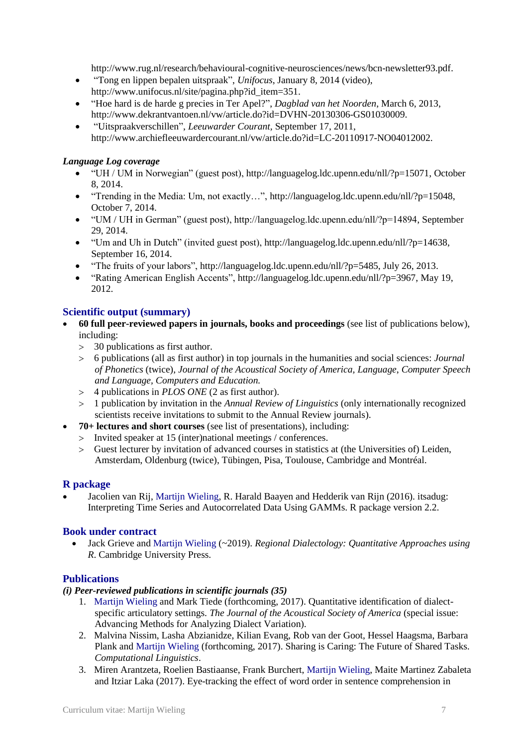http://www.rug.nl/research/behavioural-cognitive-neurosciences/news/bcn-newsletter93.pdf.

- "Tong en lippen bepalen uitspraak", *Unifocus*, January 8, 2014 (video), http://www.unifocus.nl/site/pagina.php?id_item=351.
- "Hoe hard is de harde g precies in Ter Apel?", *Dagblad van het Noorden*, March 6, 2013, http://www.dekrantvantoen.nl/vw/article.do?id=DVHN-20130306-GS01030009.
- "Uitspraakverschillen", *Leeuwarder Courant*, September 17, 2011, http://www.archiefleeuwardercourant.nl/vw/article.do?id=LC-20110917-NO04012002.

***Language Log coverage***

- "UH / UM in Norwegian" (guest post), http://languagelog.ldc.upenn.edu/nll/?p=15071, October 8, 2014.
- "Trending in the Media: Um, not exactly…", http://languagelog.ldc.upenn.edu/nll/?p=15048, October 7, 2014.
- "UM / UH in German" (guest post), http://languagelog.ldc.upenn.edu/nll/?p=14894, September 29, 2014.
- "Um and Uh in Dutch" (invited guest post), http://languagelog.ldc.upenn.edu/nll/?p=14638, September 16, 2014.
- "The fruits of your labors", http://languagelog.ldc.upenn.edu/nll/?p=5485, July 26, 2013.
- "Rating American English Accents", http://languagelog.ldc.upenn.edu/nll/?p=3967, May 19, 2012.

## Scientific output (summary)

- **60 full peer-reviewed papers in journals, books and proceedings** (see list of publications below), including:
  - 30 publications as first author.
  - 6 publications (all as first author) in top journals in the humanities and social sciences: *Journal of Phonetics* (twice), *Journal of the Acoustical Society of America*, *Language*, *Computer Speech and Language*, *Computers and Education.*
  - 4 publications in *PLOS ONE* (2 as first author).
  - 1 publication by invitation in the *Annual Review of Linguistics* (only internationally recognized scientists receive invitations to submit to the Annual Review journals).
- **70+ lectures and short courses** (see list of presentations), including:
  - Invited speaker at 15 (inter)national meetings / conferences.
  - Guest lecturer by invitation of advanced courses in statistics at (the Universities of) Leiden, Amsterdam, Oldenburg (twice), Tübingen, Pisa, Toulouse, Cambridge and Montréal.

## R package

- Jacolien van Rij, Martijn Wieling, R. Harald Baayen and Hedderik van Rijn (2016). itsadug: Interpreting Time Series and Autocorrelated Data Using GAMMs. R package version 2.2.

## Book under contract

- Jack Grieve and Martijn Wieling (~2019). *Regional Dialectology: Quantitative Approaches using R*. Cambridge University Press.

## Publications

***(i) Peer-reviewed publications in scientific journals (35)***

1. Martijn Wieling and Mark Tiede (forthcoming, 2017). Quantitative identification of dialect-specific articulatory settings. *The Journal of the Acoustical Society of America* (special issue: Advancing Methods for Analyzing Dialect Variation).
2. Malvina Nissim, Lasha Abzianidze, Kilian Evang, Rob van der Goot, Hessel Haagsma, Barbara Plank and Martijn Wieling (forthcoming, 2017). Sharing is Caring: The Future of Shared Tasks. *Computational Linguistics*.
3. Miren Arantzeta, Roelien Bastiaanse, Frank Burchert, Martijn Wieling, Maite Martinez Zabaleta and Itziar Laka (2017). Eye-tracking the effect of word order in sentence comprehension in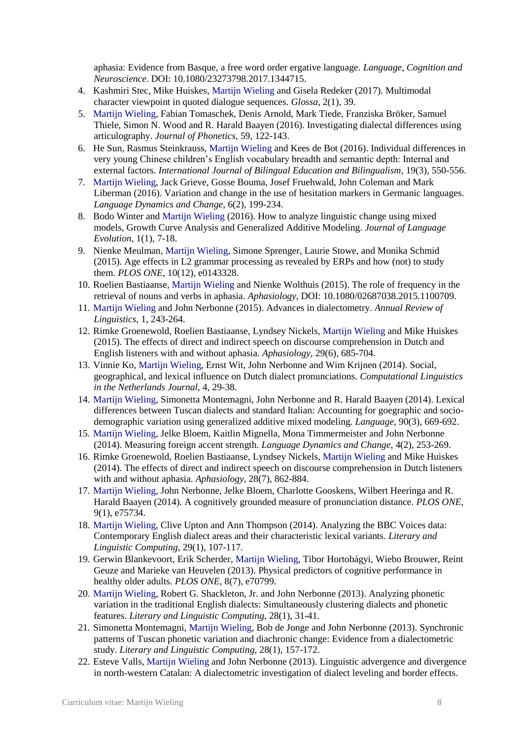aphasia: Evidence from Basque, a free word order ergative language. *Language, Cognition and Neuroscience*. DOI: 10.1080/23273798.2017.1344715.

4. Kashmiri Stec, Mike Huiskes, Martijn Wieling and Gisela Redeker (2017). Multimodal character viewpoint in quoted dialogue sequences. *Glossa*, 2(1), 39.
5. Martijn Wieling, Fabian Tomaschek, Denis Arnold, Mark Tiede, Franziska Bröker, Samuel Thiele, Simon N. Wood and R. Harald Baayen (2016). Investigating dialectal differences using articulography. *Journal of Phonetics*, 59, 122-143.
6. He Sun, Rasmus Steinkrauss, Martijn Wieling and Kees de Bot (2016). Individual differences in very young Chinese children's English vocabulary breadth and semantic depth: Internal and external factors. *International Journal of Bilingual Education and Bilingualism*, 19(3), 550-556.
7. Martijn Wieling, Jack Grieve, Gosse Bouma, Josef Fruehwald, John Coleman and Mark Liberman (2016). Variation and change in the use of hesitation markers in Germanic languages. *Language Dynamics and Change*, 6(2), 199-234.
8. Bodo Winter and Martijn Wieling (2016). How to analyze linguistic change using mixed models, Growth Curve Analysis and Generalized Additive Modeling. *Journal of Language Evolution*, 1(1), 7-18.
9. Nienke Meulman, Martijn Wieling, Simone Sprenger, Laurie Stowe, and Monika Schmid (2015). Age effects in L2 grammar processing as revealed by ERPs and how (not) to study them. *PLOS ONE*, 10(12), e0143328.
10. Roelien Bastiaanse, Martijn Wieling and Nienke Wolthuis (2015). The role of frequency in the retrieval of nouns and verbs in aphasia. *Aphasiology*, DOI: 10.1080/02687038.2015.1100709.
11. Martijn Wieling and John Nerbonne (2015). Advances in dialectometry. *Annual Review of Linguistics*, 1, 243-264.
12. Rimke Groenewold, Roelien Bastiaanse, Lyndsey Nickels, Martijn Wieling and Mike Huiskes (2015). The effects of direct and indirect speech on discourse comprehension in Dutch and English listeners with and without aphasia. *Aphasiology*, 29(6), 685-704.
13. Vinnie Ko, Martijn Wieling, Ernst Wit, John Nerbonne and Wim Krijnen (2014). Social, geographical, and lexical influence on Dutch dialect pronunciations. *Computational Linguistics in the Netherlands Journal*, 4, 29-38.
14. Martijn Wieling, Simonetta Montemagni, John Nerbonne and R. Harald Baayen (2014). Lexical differences between Tuscan dialects and standard Italian: Accounting for goegraphic and socio-demographic variation using generalized additive mixed modeling. *Language*, 90(3), 669-692.
15. Martijn Wieling, Jelke Bloem, Kaitlin Mignella, Mona Timmermeister and John Nerbonne (2014). Measuring foreign accent strength. *Language Dynamics and Change*, 4(2), 253-269.
16. Rimke Groenewold, Roelien Bastiaanse, Lyndsey Nickels, Martijn Wieling and Mike Huiskes (2014). The effects of direct and indirect speech on discourse comprehension in Dutch listeners with and without aphasia. *Aphasiology*, 28(7), 862-884.
17. Martijn Wieling, John Nerbonne, Jelke Bloem, Charlotte Gooskens, Wilbert Heeringa and R. Harald Baayen (2014). A cognitively grounded measure of pronunciation distance. *PLOS ONE*, 9(1), e75734.
18. Martijn Wieling, Clive Upton and Ann Thompson (2014). Analyzing the BBC Voices data: Contemporary English dialect areas and their characteristic lexical variants. *Literary and Linguistic Computing*, 29(1), 107-117.
19. Gerwin Blankevoort, Erik Scherder, Martijn Wieling, Tibor Hortobágyi, Wiebo Brouwer, Reint Geuze and Marieke van Heuvelen (2013). Physical predictors of cognitive performance in healthy older adults. *PLOS ONE*, 8(7), e70799.
20. Martijn Wieling, Robert G. Shackleton, Jr. and John Nerbonne (2013). Analyzing phonetic variation in the traditional English dialects: Simultaneously clustering dialects and phonetic features. *Literary and Linguistic Computing*, 28(1), 31-41.
21. Simonetta Montemagni, Martijn Wieling, Bob de Jonge and John Nerbonne (2013). Synchronic patterns of Tuscan phonetic variation and diachronic change: Evidence from a dialectometric study. *Literary and Linguistic Computing*, 28(1), 157-172.
22. Esteve Valls, Martijn Wieling and John Nerbonne (2013). Linguistic advergence and divergence in north-western Catalan: A dialectometric investigation of dialect leveling and border effects.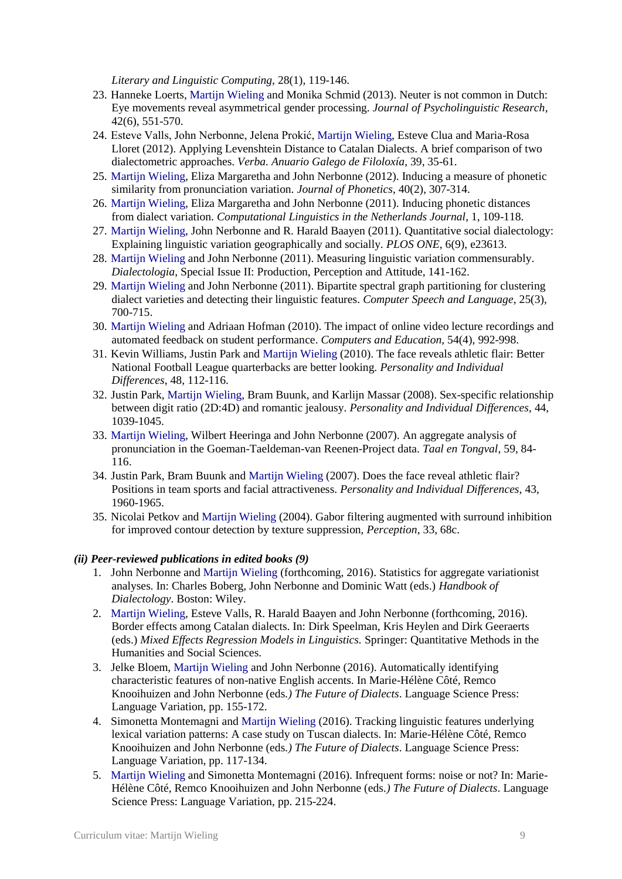*Literary and Linguistic Computing*, 28(1), 119-146.

23. Hanneke Loerts, Martijn Wieling and Monika Schmid (2013). Neuter is not common in Dutch: Eye movements reveal asymmetrical gender processing. *Journal of Psycholinguistic Research*, 42(6), 551-570.
24. Esteve Valls, John Nerbonne, Jelena Prokić, Martijn Wieling, Esteve Clua and Maria-Rosa Lloret (2012). Applying Levenshtein Distance to Catalan Dialects. A brief comparison of two dialectometric approaches. *Verba. Anuario Galego de Filoloxía*, 39, 35-61.
25. Martijn Wieling, Eliza Margaretha and John Nerbonne (2012). Inducing a measure of phonetic similarity from pronunciation variation. *Journal of Phonetics*, 40(2), 307-314.
26. Martijn Wieling, Eliza Margaretha and John Nerbonne (2011). Inducing phonetic distances from dialect variation. *Computational Linguistics in the Netherlands Journal*, 1, 109-118.
27. Martijn Wieling, John Nerbonne and R. Harald Baayen (2011). Quantitative social dialectology: Explaining linguistic variation geographically and socially. *PLOS ONE*, 6(9), e23613.
28. Martijn Wieling and John Nerbonne (2011). Measuring linguistic variation commensurably. *Dialectologia*, Special Issue II: Production, Perception and Attitude, 141-162.
29. Martijn Wieling and John Nerbonne (2011). Bipartite spectral graph partitioning for clustering dialect varieties and detecting their linguistic features. *Computer Speech and Language*, 25(3), 700-715.
30. Martijn Wieling and Adriaan Hofman (2010). The impact of online video lecture recordings and automated feedback on student performance. *Computers and Education*, 54(4), 992-998.
31. Kevin Williams, Justin Park and Martijn Wieling (2010). The face reveals athletic flair: Better National Football League quarterbacks are better looking. *Personality and Individual Differences*, 48, 112-116.
32. Justin Park, Martijn Wieling, Bram Buunk, and Karlijn Massar (2008). Sex-specific relationship between digit ratio (2D:4D) and romantic jealousy. *Personality and Individual Differences*, 44, 1039-1045.
33. Martijn Wieling, Wilbert Heeringa and John Nerbonne (2007). An aggregate analysis of pronunciation in the Goeman-Taeldeman-van Reenen-Project data. *Taal en Tongval*, 59, 84-116.
34. Justin Park, Bram Buunk and Martijn Wieling (2007). Does the face reveal athletic flair? Positions in team sports and facial attractiveness. *Personality and Individual Differences*, 43, 1960-1965.
35. Nicolai Petkov and Martijn Wieling (2004). Gabor filtering augmented with surround inhibition for improved contour detection by texture suppression, *Perception*, 33, 68c.

***(ii) Peer-reviewed publications in edited books (9)***

1. John Nerbonne and Martijn Wieling (forthcoming, 2016). Statistics for aggregate variationist analyses. In: Charles Boberg, John Nerbonne and Dominic Watt (eds.) *Handbook of Dialectology*. Boston: Wiley.
2. Martijn Wieling, Esteve Valls, R. Harald Baayen and John Nerbonne (forthcoming, 2016). Border effects among Catalan dialects. In: Dirk Speelman, Kris Heylen and Dirk Geeraerts (eds.) *Mixed Effects Regression Models in Linguistics.* Springer: Quantitative Methods in the Humanities and Social Sciences.
3. Jelke Bloem, Martijn Wieling and John Nerbonne (2016). Automatically identifying characteristic features of non-native English accents. In Marie-Hélène Côté, Remco Knooihuizen and John Nerbonne (eds.*) The Future of Dialects*. Language Science Press: Language Variation, pp. 155-172.
4. Simonetta Montemagni and Martijn Wieling (2016). Tracking linguistic features underlying lexical variation patterns: A case study on Tuscan dialects. In: Marie-Hélène Côté, Remco Knooihuizen and John Nerbonne (eds.*) The Future of Dialects*. Language Science Press: Language Variation, pp. 117-134.
5. Martijn Wieling and Simonetta Montemagni (2016). Infrequent forms: noise or not? In: Marie-Hélène Côté, Remco Knooihuizen and John Nerbonne (eds.*) The Future of Dialects*. Language Science Press: Language Variation, pp. 215-224.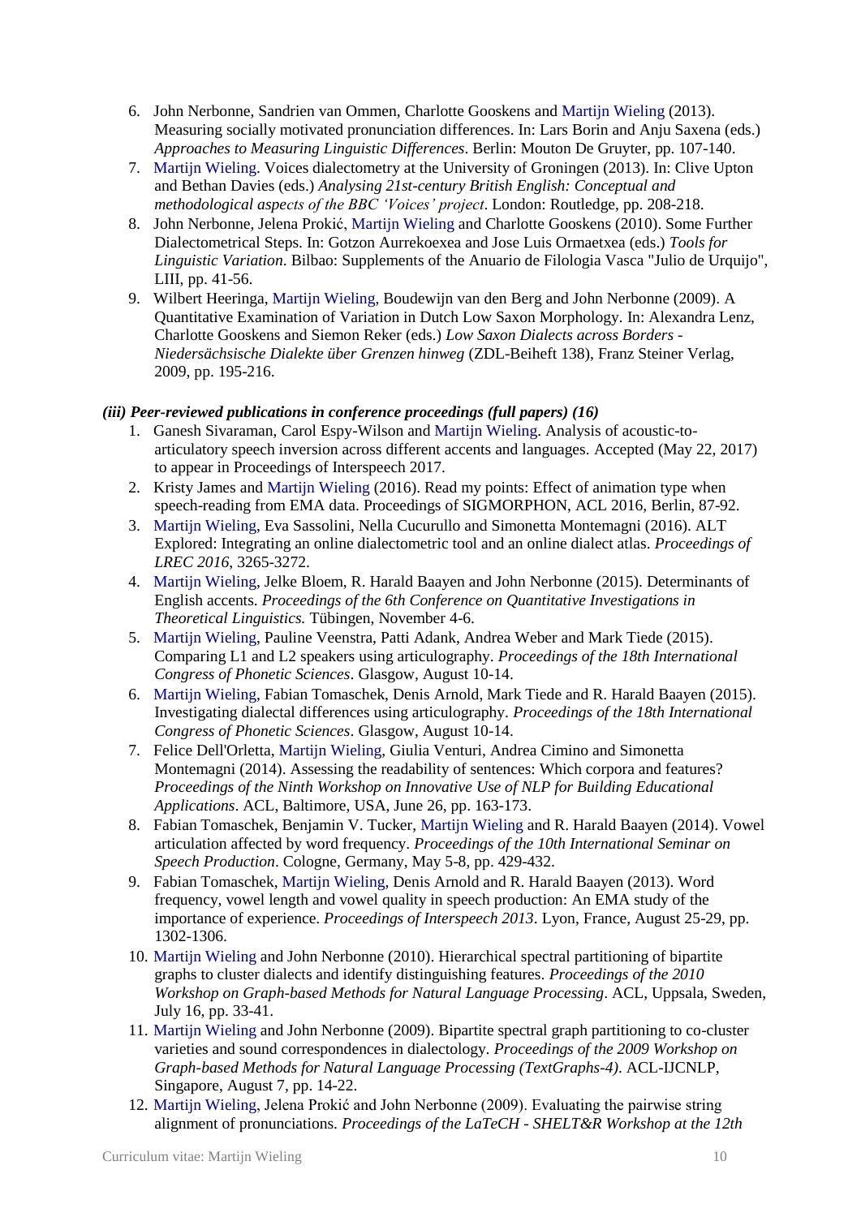6. John Nerbonne, Sandrien van Ommen, Charlotte Gooskens and Martijn Wieling (2013). Measuring socially motivated pronunciation differences. In: Lars Borin and Anju Saxena (eds.) *Approaches to Measuring Linguistic Differences*. Berlin: Mouton De Gruyter, pp. 107-140.
7. Martijn Wieling. Voices dialectometry at the University of Groningen (2013). In: Clive Upton and Bethan Davies (eds.) *Analysing 21st-century British English: Conceptual and methodological aspects of the BBC 'Voices' project*. London: Routledge, pp. 208-218.
8. John Nerbonne, Jelena Prokić, Martijn Wieling and Charlotte Gooskens (2010). Some Further Dialectometrical Steps. In: Gotzon Aurrekoexea and Jose Luis Ormaetxea (eds.) *Tools for Linguistic Variation*. Bilbao: Supplements of the Anuario de Filologia Vasca "Julio de Urquijo", LIII, pp. 41-56.
9. Wilbert Heeringa, Martijn Wieling, Boudewijn van den Berg and John Nerbonne (2009). A Quantitative Examination of Variation in Dutch Low Saxon Morphology. In: Alexandra Lenz, Charlotte Gooskens and Siemon Reker (eds.) *Low Saxon Dialects across Borders - Niedersächsische Dialekte über Grenzen hinweg* (ZDL-Beiheft 138), Franz Steiner Verlag, 2009, pp. 195-216.

***(iii) Peer-reviewed publications in conference proceedings (full papers) (16)***

1. Ganesh Sivaraman, Carol Espy-Wilson and Martijn Wieling. Analysis of acoustic-to-articulatory speech inversion across different accents and languages. Accepted (May 22, 2017) to appear in Proceedings of Interspeech 2017.
2. Kristy James and Martijn Wieling (2016). Read my points: Effect of animation type when speech-reading from EMA data. Proceedings of SIGMORPHON, ACL 2016, Berlin, 87-92.
3. Martijn Wieling, Eva Sassolini, Nella Cucurullo and Simonetta Montemagni (2016). ALT Explored: Integrating an online dialectometric tool and an online dialect atlas. *Proceedings of LREC 2016*, 3265-3272.
4. Martijn Wieling, Jelke Bloem, R. Harald Baayen and John Nerbonne (2015). Determinants of English accents. *Proceedings of the 6th Conference on Quantitative Investigations in Theoretical Linguistics.* Tübingen, November 4-6.
5. Martijn Wieling, Pauline Veenstra, Patti Adank, Andrea Weber and Mark Tiede (2015). Comparing L1 and L2 speakers using articulography. *Proceedings of the 18th International Congress of Phonetic Sciences*. Glasgow, August 10-14.
6. Martijn Wieling, Fabian Tomaschek, Denis Arnold, Mark Tiede and R. Harald Baayen (2015). Investigating dialectal differences using articulography. *Proceedings of the 18th International Congress of Phonetic Sciences*. Glasgow, August 10-14.
7. Felice Dell'Orletta, Martijn Wieling, Giulia Venturi, Andrea Cimino and Simonetta Montemagni (2014). Assessing the readability of sentences: Which corpora and features? *Proceedings of the Ninth Workshop on Innovative Use of NLP for Building Educational Applications*. ACL, Baltimore, USA, June 26, pp. 163-173.
8. Fabian Tomaschek, Benjamin V. Tucker, Martijn Wieling and R. Harald Baayen (2014). Vowel articulation affected by word frequency. *Proceedings of the 10th International Seminar on Speech Production*. Cologne, Germany, May 5-8, pp. 429-432.
9. Fabian Tomaschek, Martijn Wieling, Denis Arnold and R. Harald Baayen (2013). Word frequency, vowel length and vowel quality in speech production: An EMA study of the importance of experience. *Proceedings of Interspeech 2013*. Lyon, France, August 25-29, pp. 1302-1306.
10. Martijn Wieling and John Nerbonne (2010). Hierarchical spectral partitioning of bipartite graphs to cluster dialects and identify distinguishing features. *Proceedings of the 2010 Workshop on Graph-based Methods for Natural Language Processing*. ACL, Uppsala, Sweden, July 16, pp. 33-41.
11. Martijn Wieling and John Nerbonne (2009). Bipartite spectral graph partitioning to co-cluster varieties and sound correspondences in dialectology. *Proceedings of the 2009 Workshop on Graph-based Methods for Natural Language Processing (TextGraphs-4)*. ACL-IJCNLP, Singapore, August 7, pp. 14-22.
12. Martijn Wieling, Jelena Prokić and John Nerbonne (2009). Evaluating the pairwise string alignment of pronunciations. *Proceedings of the LaTeCH - SHELT&R Workshop at the 12th*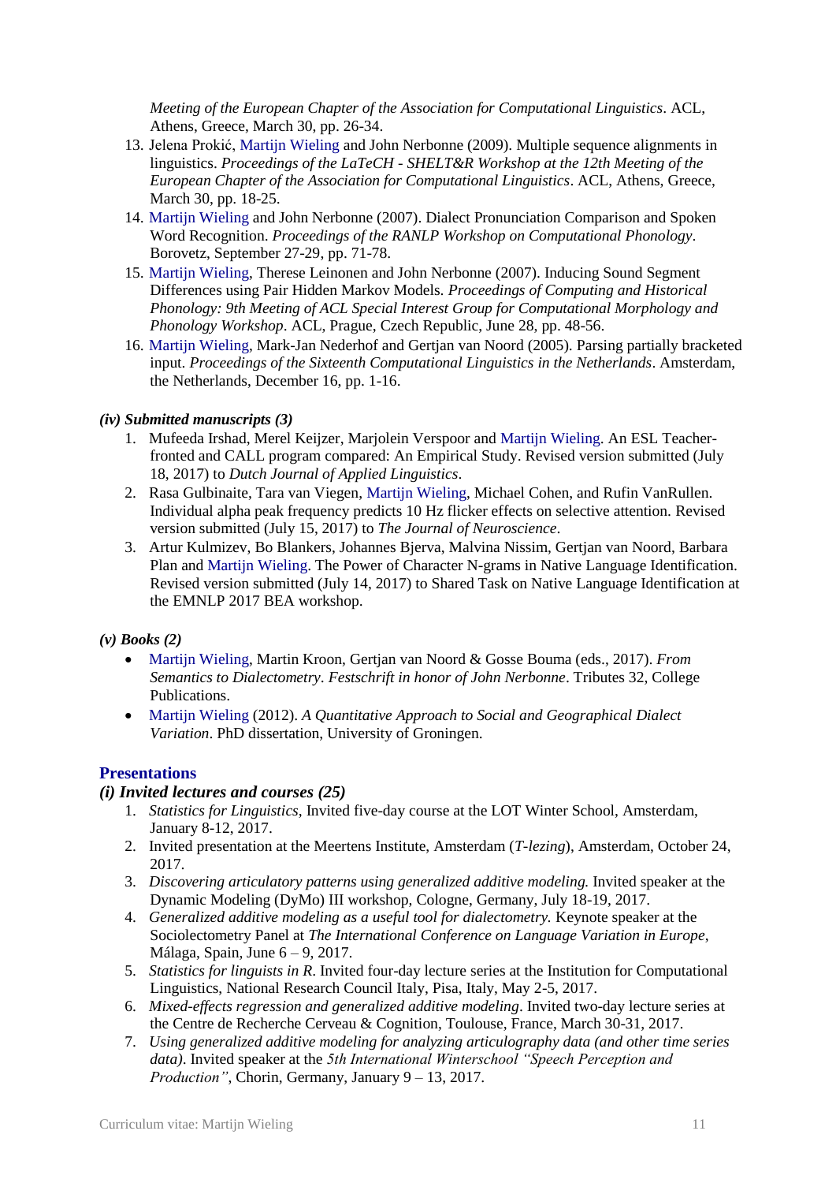*Meeting of the European Chapter of the Association for Computational Linguistics*. ACL, Athens, Greece, March 30, pp. 26-34.

13. Jelena Prokić, Martijn Wieling and John Nerbonne (2009). Multiple sequence alignments in linguistics. *Proceedings of the LaTeCH - SHELT&R Workshop at the 12th Meeting of the European Chapter of the Association for Computational Linguistics*. ACL, Athens, Greece, March 30, pp. 18-25.
14. Martijn Wieling and John Nerbonne (2007). Dialect Pronunciation Comparison and Spoken Word Recognition. *Proceedings of the RANLP Workshop on Computational Phonology*. Borovetz, September 27-29, pp. 71-78.
15. Martijn Wieling, Therese Leinonen and John Nerbonne (2007). Inducing Sound Segment Differences using Pair Hidden Markov Models. *Proceedings of Computing and Historical Phonology: 9th Meeting of ACL Special Interest Group for Computational Morphology and Phonology Workshop*. ACL, Prague, Czech Republic, June 28, pp. 48-56.
16. Martijn Wieling, Mark-Jan Nederhof and Gertjan van Noord (2005). Parsing partially bracketed input. *Proceedings of the Sixteenth Computational Linguistics in the Netherlands*. Amsterdam, the Netherlands, December 16, pp. 1-16.

#### *(iv) Submitted manuscripts (3)*

1. Mufeeda Irshad, Merel Keijzer, Marjolein Verspoor and Martijn Wieling. An ESL Teacher-fronted and CALL program compared: An Empirical Study. Revised version submitted (July 18, 2017) to *Dutch Journal of Applied Linguistics*.
2. Rasa Gulbinaite, Tara van Viegen, Martijn Wieling, Michael Cohen, and Rufin VanRullen. Individual alpha peak frequency predicts 10 Hz flicker effects on selective attention. Revised version submitted (July 15, 2017) to *The Journal of Neuroscience*.
3. Artur Kulmizev, Bo Blankers, Johannes Bjerva, Malvina Nissim, Gertjan van Noord, Barbara Plan and Martijn Wieling. The Power of Character N-grams in Native Language Identification. Revised version submitted (July 14, 2017) to Shared Task on Native Language Identification at the EMNLP 2017 BEA workshop.

#### *(v) Books (2)*

- Martijn Wieling, Martin Kroon, Gertjan van Noord & Gosse Bouma (eds., 2017). *From Semantics to Dialectometry. Festschrift in honor of John Nerbonne*. Tributes 32, College Publications.
- Martijn Wieling (2012). *A Quantitative Approach to Social and Geographical Dialect Variation*. PhD dissertation, University of Groningen.

## Presentations

#### *(i) Invited lectures and courses (25)*

1. *Statistics for Linguistics*, Invited five-day course at the LOT Winter School, Amsterdam, January 8-12, 2017.
2. Invited presentation at the Meertens Institute, Amsterdam (*T-lezing*), Amsterdam, October 24, 2017.
3. *Discovering articulatory patterns using generalized additive modeling.* Invited speaker at the Dynamic Modeling (DyMo) III workshop, Cologne, Germany, July 18-19, 2017.
4. *Generalized additive modeling as a useful tool for dialectometry.* Keynote speaker at the Sociolectometry Panel at *The International Conference on Language Variation in Europe*, Málaga, Spain, June 6 – 9, 2017.
5. *Statistics for linguists in R*. Invited four-day lecture series at the Institution for Computational Linguistics, National Research Council Italy, Pisa, Italy, May 2-5, 2017.
6. *Mixed-effects regression and generalized additive modeling*. Invited two-day lecture series at the Centre de Recherche Cerveau & Cognition, Toulouse, France, March 30-31, 2017.
7. *Using generalized additive modeling for analyzing articulography data (and other time series data)*. Invited speaker at the *5th International Winterschool "Speech Perception and Production"*, Chorin, Germany, January 9 – 13, 2017.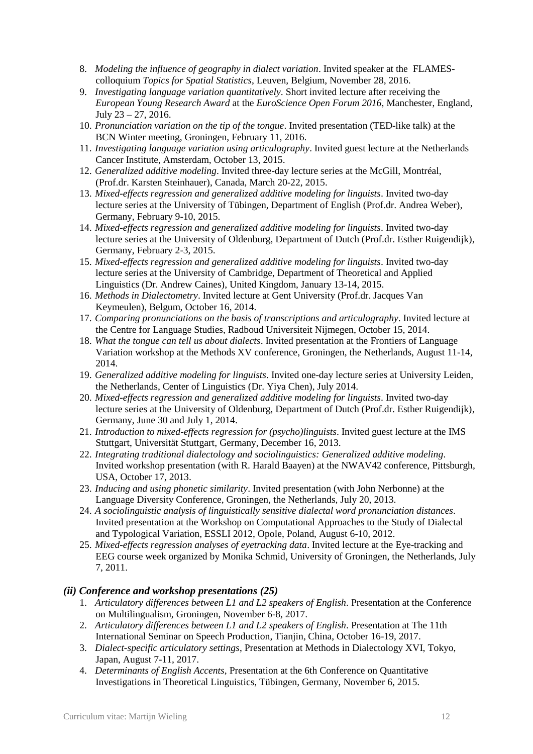8. *Modeling the influence of geography in dialect variation*. Invited speaker at the FLAMES-colloquium *Topics for Spatial Statistics*, Leuven, Belgium, November 28, 2016.
9. *Investigating language variation quantitatively*. Short invited lecture after receiving the *European Young Research Award* at the *EuroScience Open Forum 2016*, Manchester, England, July 23 – 27, 2016.
10. *Pronunciation variation on the tip of the tongue*. Invited presentation (TED-like talk) at the BCN Winter meeting, Groningen, February 11, 2016.
11. *Investigating language variation using articulography*. Invited guest lecture at the Netherlands Cancer Institute, Amsterdam, October 13, 2015.
12. *Generalized additive modeling*. Invited three-day lecture series at the McGill, Montréal, (Prof.dr. Karsten Steinhauer), Canada, March 20-22, 2015.
13. *Mixed-effects regression and generalized additive modeling for linguists*. Invited two-day lecture series at the University of Tübingen, Department of English (Prof.dr. Andrea Weber), Germany, February 9-10, 2015.
14. *Mixed-effects regression and generalized additive modeling for linguists*. Invited two-day lecture series at the University of Oldenburg, Department of Dutch (Prof.dr. Esther Ruigendijk), Germany, February 2-3, 2015.
15. *Mixed-effects regression and generalized additive modeling for linguists*. Invited two-day lecture series at the University of Cambridge, Department of Theoretical and Applied Linguistics (Dr. Andrew Caines), United Kingdom, January 13-14, 2015.
16. *Methods in Dialectometry*. Invited lecture at Gent University (Prof.dr. Jacques Van Keymeulen), Belgum, October 16, 2014.
17. *Comparing pronunciations on the basis of transcriptions and articulography*. Invited lecture at the Centre for Language Studies, Radboud Universiteit Nijmegen, October 15, 2014.
18. *What the tongue can tell us about dialects*. Invited presentation at the Frontiers of Language Variation workshop at the Methods XV conference, Groningen, the Netherlands, August 11-14, 2014.
19. *Generalized additive modeling for linguists*. Invited one-day lecture series at University Leiden, the Netherlands, Center of Linguistics (Dr. Yiya Chen), July 2014.
20. *Mixed-effects regression and generalized additive modeling for linguists*. Invited two-day lecture series at the University of Oldenburg, Department of Dutch (Prof.dr. Esther Ruigendijk), Germany, June 30 and July 1, 2014.
21. *Introduction to mixed-effects regression for (psycho)linguists*. Invited guest lecture at the IMS Stuttgart, Universität Stuttgart, Germany, December 16, 2013.
22. *Integrating traditional dialectology and sociolinguistics: Generalized additive modeling*. Invited workshop presentation (with R. Harald Baayen) at the NWAV42 conference, Pittsburgh, USA, October 17, 2013.
23. *Inducing and using phonetic similarity*. Invited presentation (with John Nerbonne) at the Language Diversity Conference, Groningen, the Netherlands, July 20, 2013.
24. *A sociolinguistic analysis of linguistically sensitive dialectal word pronunciation distances*. Invited presentation at the Workshop on Computational Approaches to the Study of Dialectal and Typological Variation, ESSLI 2012, Opole, Poland, August 6-10, 2012.
25. *Mixed-effects regression analyses of eyetracking data*. Invited lecture at the Eye-tracking and EEG course week organized by Monika Schmid, University of Groningen, the Netherlands, July 7, 2011.

### *(ii) Conference and workshop presentations (25)*

1. *Articulatory differences between L1 and L2 speakers of English*. Presentation at the Conference on Multilingualism, Groningen, November 6-8, 2017.
2. *Articulatory differences between L1 and L2 speakers of English*. Presentation at The 11th International Seminar on Speech Production, Tianjin, China, October 16-19, 2017.
3. *Dialect-specific articulatory settings*, Presentation at Methods in Dialectology XVI, Tokyo, Japan, August 7-11, 2017.
4. *Determinants of English Accents*, Presentation at the 6th Conference on Quantitative Investigations in Theoretical Linguistics, Tübingen, Germany, November 6, 2015.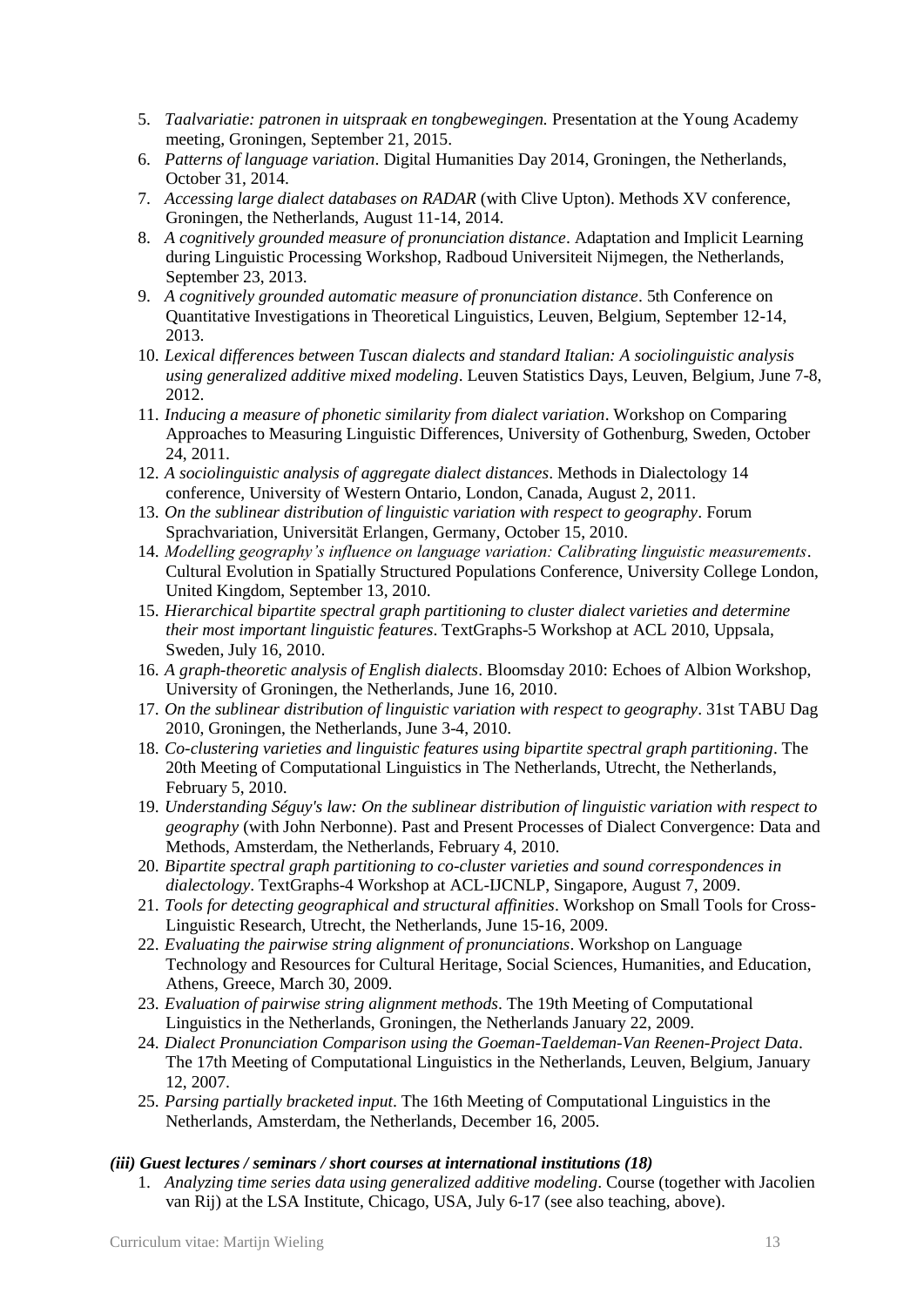5. *Taalvariatie: patronen in uitspraak en tongbewegingen.* Presentation at the Young Academy meeting, Groningen, September 21, 2015.
6. *Patterns of language variation*. Digital Humanities Day 2014, Groningen, the Netherlands, October 31, 2014.
7. *Accessing large dialect databases on RADAR* (with Clive Upton). Methods XV conference, Groningen, the Netherlands, August 11-14, 2014.
8. *A cognitively grounded measure of pronunciation distance*. Adaptation and Implicit Learning during Linguistic Processing Workshop, Radboud Universiteit Nijmegen, the Netherlands, September 23, 2013.
9. *A cognitively grounded automatic measure of pronunciation distance*. 5th Conference on Quantitative Investigations in Theoretical Linguistics, Leuven, Belgium, September 12-14, 2013.
10. *Lexical differences between Tuscan dialects and standard Italian: A sociolinguistic analysis using generalized additive mixed modeling*. Leuven Statistics Days, Leuven, Belgium, June 7-8, 2012.
11. *Inducing a measure of phonetic similarity from dialect variation*. Workshop on Comparing Approaches to Measuring Linguistic Differences, University of Gothenburg, Sweden, October 24, 2011.
12. *A sociolinguistic analysis of aggregate dialect distances*. Methods in Dialectology 14 conference, University of Western Ontario, London, Canada, August 2, 2011.
13. *On the sublinear distribution of linguistic variation with respect to geography*. Forum Sprachvariation, Universität Erlangen, Germany, October 15, 2010.
14. *Modelling geography's influence on language variation: Calibrating linguistic measurements*. Cultural Evolution in Spatially Structured Populations Conference, University College London, United Kingdom, September 13, 2010.
15. *Hierarchical bipartite spectral graph partitioning to cluster dialect varieties and determine their most important linguistic features*. TextGraphs-5 Workshop at ACL 2010, Uppsala, Sweden, July 16, 2010.
16. *A graph-theoretic analysis of English dialects*. Bloomsday 2010: Echoes of Albion Workshop, University of Groningen, the Netherlands, June 16, 2010.
17. *On the sublinear distribution of linguistic variation with respect to geography*. 31st TABU Dag 2010, Groningen, the Netherlands, June 3-4, 2010.
18. *Co-clustering varieties and linguistic features using bipartite spectral graph partitioning*. The 20th Meeting of Computational Linguistics in The Netherlands, Utrecht, the Netherlands, February 5, 2010.
19. *Understanding Séguy's law: On the sublinear distribution of linguistic variation with respect to geography* (with John Nerbonne). Past and Present Processes of Dialect Convergence: Data and Methods, Amsterdam, the Netherlands, February 4, 2010.
20. *Bipartite spectral graph partitioning to co-cluster varieties and sound correspondences in dialectology*. TextGraphs-4 Workshop at ACL-IJCNLP, Singapore, August 7, 2009.
21. *Tools for detecting geographical and structural affinities*. Workshop on Small Tools for Cross-Linguistic Research, Utrecht, the Netherlands, June 15-16, 2009.
22. *Evaluating the pairwise string alignment of pronunciations*. Workshop on Language Technology and Resources for Cultural Heritage, Social Sciences, Humanities, and Education, Athens, Greece, March 30, 2009.
23. *Evaluation of pairwise string alignment methods*. The 19th Meeting of Computational Linguistics in the Netherlands, Groningen, the Netherlands January 22, 2009.
24. *Dialect Pronunciation Comparison using the Goeman-Taeldeman-Van Reenen-Project Data*. The 17th Meeting of Computational Linguistics in the Netherlands, Leuven, Belgium, January 12, 2007.
25. *Parsing partially bracketed input*. The 16th Meeting of Computational Linguistics in the Netherlands, Amsterdam, the Netherlands, December 16, 2005.

***(iii) Guest lectures / seminars / short courses at international institutions (18)***

1. *Analyzing time series data using generalized additive modeling*. Course (together with Jacolien van Rij) at the LSA Institute, Chicago, USA, July 6-17 (see also teaching, above).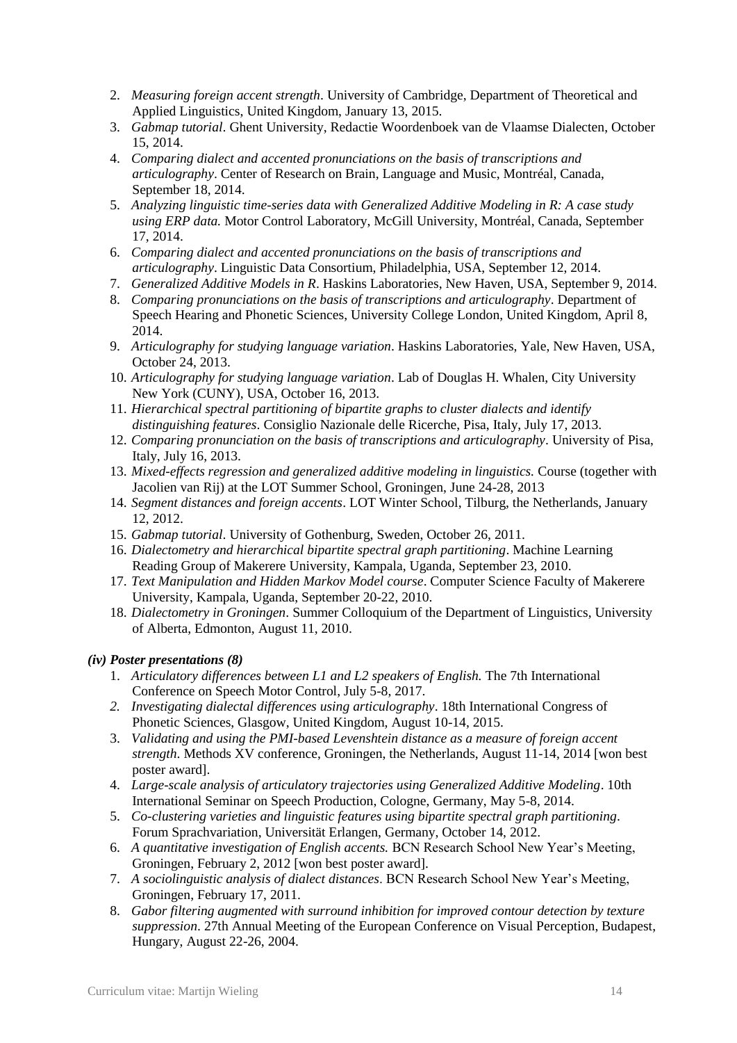2. *Measuring foreign accent strength*. University of Cambridge, Department of Theoretical and Applied Linguistics, United Kingdom, January 13, 2015.
3. *Gabmap tutorial*. Ghent University, Redactie Woordenboek van de Vlaamse Dialecten, October 15, 2014.
4. *Comparing dialect and accented pronunciations on the basis of transcriptions and articulography*. Center of Research on Brain, Language and Music, Montréal, Canada, September 18, 2014.
5. *Analyzing linguistic time-series data with Generalized Additive Modeling in R: A case study using ERP data.* Motor Control Laboratory, McGill University, Montréal, Canada, September 17, 2014.
6. *Comparing dialect and accented pronunciations on the basis of transcriptions and articulography*. Linguistic Data Consortium, Philadelphia, USA, September 12, 2014.
7. *Generalized Additive Models in R*. Haskins Laboratories, New Haven, USA, September 9, 2014.
8. *Comparing pronunciations on the basis of transcriptions and articulography*. Department of Speech Hearing and Phonetic Sciences, University College London, United Kingdom, April 8, 2014.
9. *Articulography for studying language variation*. Haskins Laboratories, Yale, New Haven, USA, October 24, 2013.
10. *Articulography for studying language variation*. Lab of Douglas H. Whalen, City University New York (CUNY), USA, October 16, 2013.
11. *Hierarchical spectral partitioning of bipartite graphs to cluster dialects and identify distinguishing features*. Consiglio Nazionale delle Ricerche, Pisa, Italy, July 17, 2013.
12. *Comparing pronunciation on the basis of transcriptions and articulography*. University of Pisa, Italy, July 16, 2013.
13. *Mixed-effects regression and generalized additive modeling in linguistics.* Course (together with Jacolien van Rij) at the LOT Summer School, Groningen, June 24-28, 2013
14. *Segment distances and foreign accents*. LOT Winter School, Tilburg, the Netherlands, January 12, 2012.
15. *Gabmap tutorial*. University of Gothenburg, Sweden, October 26, 2011.
16. *Dialectometry and hierarchical bipartite spectral graph partitioning*. Machine Learning Reading Group of Makerere University, Kampala, Uganda, September 23, 2010.
17. *Text Manipulation and Hidden Markov Model course*. Computer Science Faculty of Makerere University, Kampala, Uganda, September 20-22, 2010.
18. *Dialectometry in Groningen*. Summer Colloquium of the Department of Linguistics, University of Alberta, Edmonton, August 11, 2010.

### *(iv) Poster presentations (8)*

1. *Articulatory differences between L1 and L2 speakers of English.* The 7th International Conference on Speech Motor Control, July 5-8, 2017.
2. *Investigating dialectal differences using articulography*. 18th International Congress of Phonetic Sciences, Glasgow, United Kingdom, August 10-14, 2015.
3. *Validating and using the PMI-based Levenshtein distance as a measure of foreign accent strength*. Methods XV conference, Groningen, the Netherlands, August 11-14, 2014 [won best poster award].
4. *Large-scale analysis of articulatory trajectories using Generalized Additive Modeling*. 10th International Seminar on Speech Production, Cologne, Germany, May 5-8, 2014.
5. *Co-clustering varieties and linguistic features using bipartite spectral graph partitioning*. Forum Sprachvariation, Universität Erlangen, Germany, October 14, 2012.
6. *A quantitative investigation of English accents.* BCN Research School New Year's Meeting, Groningen, February 2, 2012 [won best poster award].
7. *A sociolinguistic analysis of dialect distances*. BCN Research School New Year's Meeting, Groningen, February 17, 2011.
8. *Gabor filtering augmented with surround inhibition for improved contour detection by texture suppression*. 27th Annual Meeting of the European Conference on Visual Perception, Budapest, Hungary, August 22-26, 2004.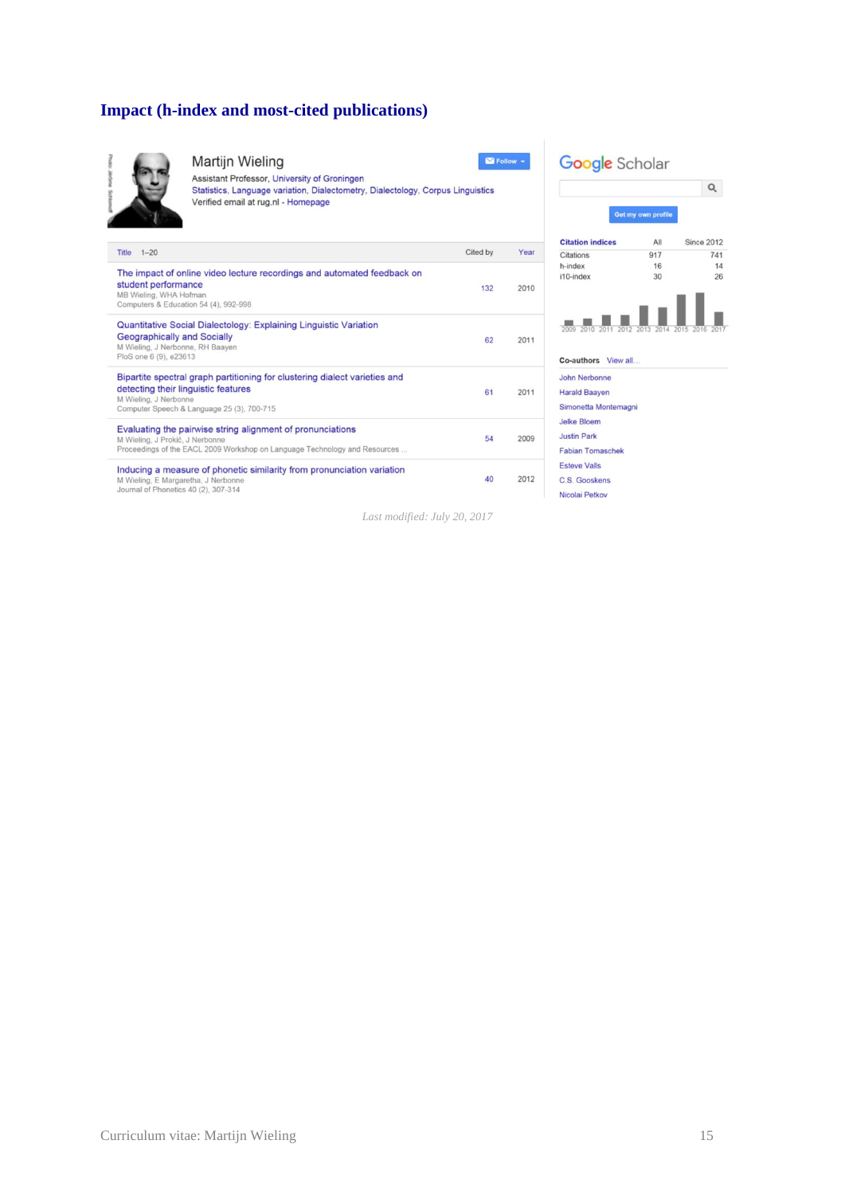## Impact (h-index and most-cited publications)

Photo: Jérôme Schoenaker

**Martijn Wieling**

Assistant Professor, University of Groningen
Statistics, Language variation, Dialectometry, Dialectology, Corpus Linguistics
Verified email at rug.nl - Homepage

Follow

| Title 1–20 | Cited by | Year |
|---|---|---|
| The impact of online video lecture recordings and automated feedback on student performance<br>MB Wieling, WHA Hofman<br>Computers & Education 54 (4), 992-998 | 132 | 2010 |
| Quantitative Social Dialectology: Explaining Linguistic Variation Geographically and Socially<br>M Wieling, J Nerbonne, RH Baayen<br>PloS one 6 (9), e23613 | 62 | 2011 |
| Bipartite spectral graph partitioning for clustering dialect varieties and detecting their linguistic features<br>M Wieling, J Nerbonne<br>Computer Speech & Language 25 (3), 700-715 | 61 | 2011 |
| Evaluating the pairwise string alignment of pronunciations<br>M Wieling, J Prokić, J Nerbonne<br>Proceedings of the EACL 2009 Workshop on Language Technology and Resources ... | 54 | 2009 |
| Inducing a measure of phonetic similarity from pronunciation variation<br>M Wieling, E Margaretha, J Nerbonne<br>Journal of Phonetics 40 (2), 307-314 | 40 | 2012 |

Google Scholar

Get my own profile

| Citation indices | All | Since 2012 |
|---|---|---|
| Citations | 917 | 741 |
| h-index | 16 | 14 |
| i10-index | 30 | 26 |

2009 2010 2011 2012 2013 2014 2015 2016 2017

**Co-authors** View all...

John Nerbonne
Harald Baayen
Simonetta Montemagni
Jelke Bloem
Justin Park
Fabian Tomaschek
Esteve Valls
C.S. Gooskens
Nicolai Petkov

*Last modified: July 20, 2017*